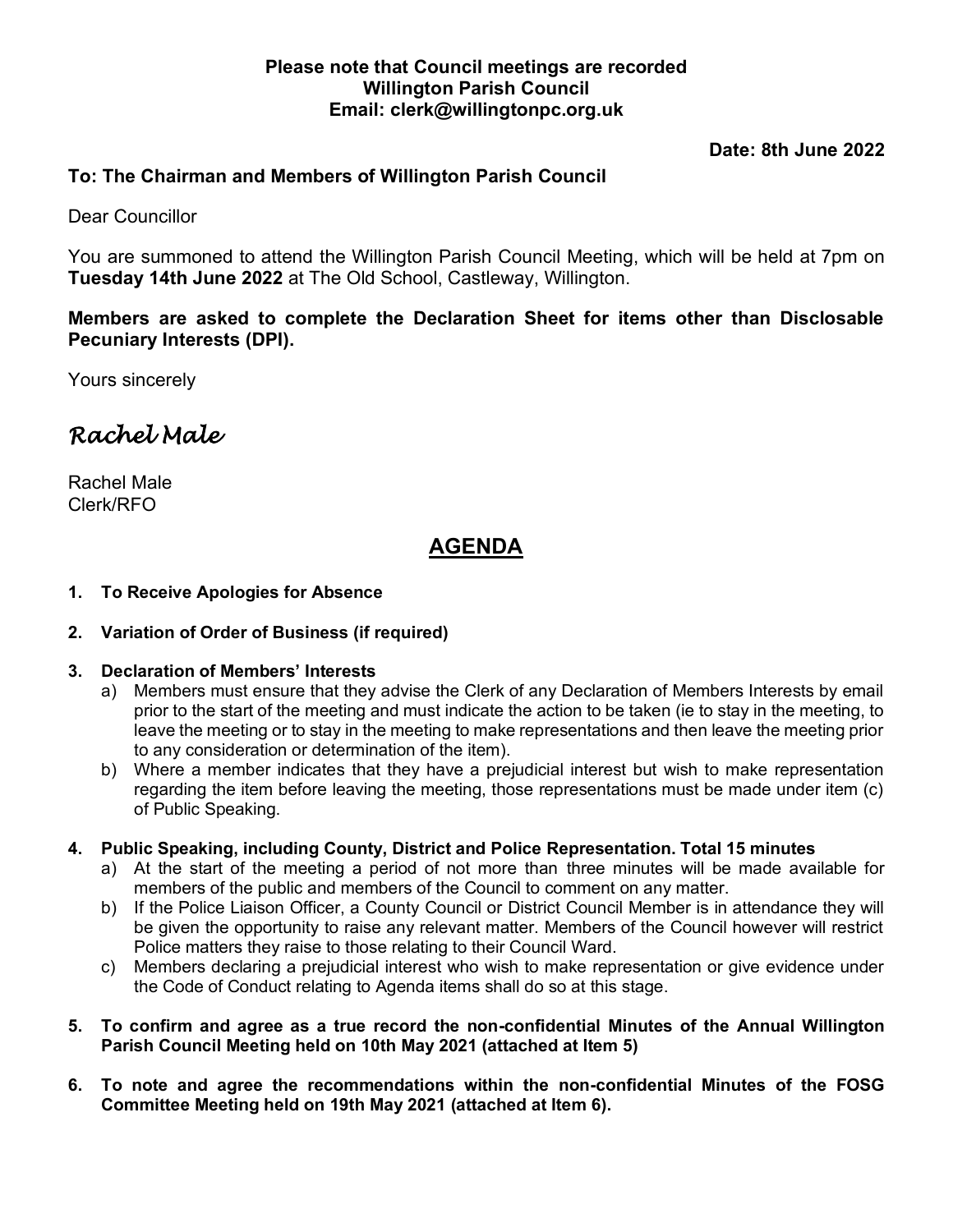**Please note that Council meetings are recorded**
**Willington Parish Council**
**Email: clerk@willingtonpc.org.uk**

**Date: 8th June 2022**

**To: The Chairman and Members of Willington Parish Council**

Dear Councillor

You are summoned to attend the Willington Parish Council Meeting, which will be held at 7pm on **Tuesday 14th June 2022** at The Old School, Castleway, Willington.

**Members are asked to complete the Declaration Sheet for items other than Disclosable Pecuniary Interests (DPI).**

Yours sincerely

*Rachel Male*

Rachel Male
Clerk/RFO

# AGENDA

1. **To Receive Apologies for Absence**

2. **Variation of Order of Business (if required)**

3. **Declaration of Members' Interests**
   a) Members must ensure that they advise the Clerk of any Declaration of Members Interests by email prior to the start of the meeting and must indicate the action to be taken (ie to stay in the meeting, to leave the meeting or to stay in the meeting to make representations and then leave the meeting prior to any consideration or determination of the item).
   b) Where a member indicates that they have a prejudicial interest but wish to make representation regarding the item before leaving the meeting, those representations must be made under item (c) of Public Speaking.

4. **Public Speaking, including County, District and Police Representation. Total 15 minutes**
   a) At the start of the meeting a period of not more than three minutes will be made available for members of the public and members of the Council to comment on any matter.
   b) If the Police Liaison Officer, a County Council or District Council Member is in attendance they will be given the opportunity to raise any relevant matter. Members of the Council however will restrict Police matters they raise to those relating to their Council Ward.
   c) Members declaring a prejudicial interest who wish to make representation or give evidence under the Code of Conduct relating to Agenda items shall do so at this stage.

5. **To confirm and agree as a true record the non-confidential Minutes of the Annual Willington Parish Council Meeting held on 10th May 2021 (attached at Item 5)**

6. **To note and agree the recommendations within the non-confidential Minutes of the FOSG Committee Meeting held on 19th May 2021 (attached at Item 6).**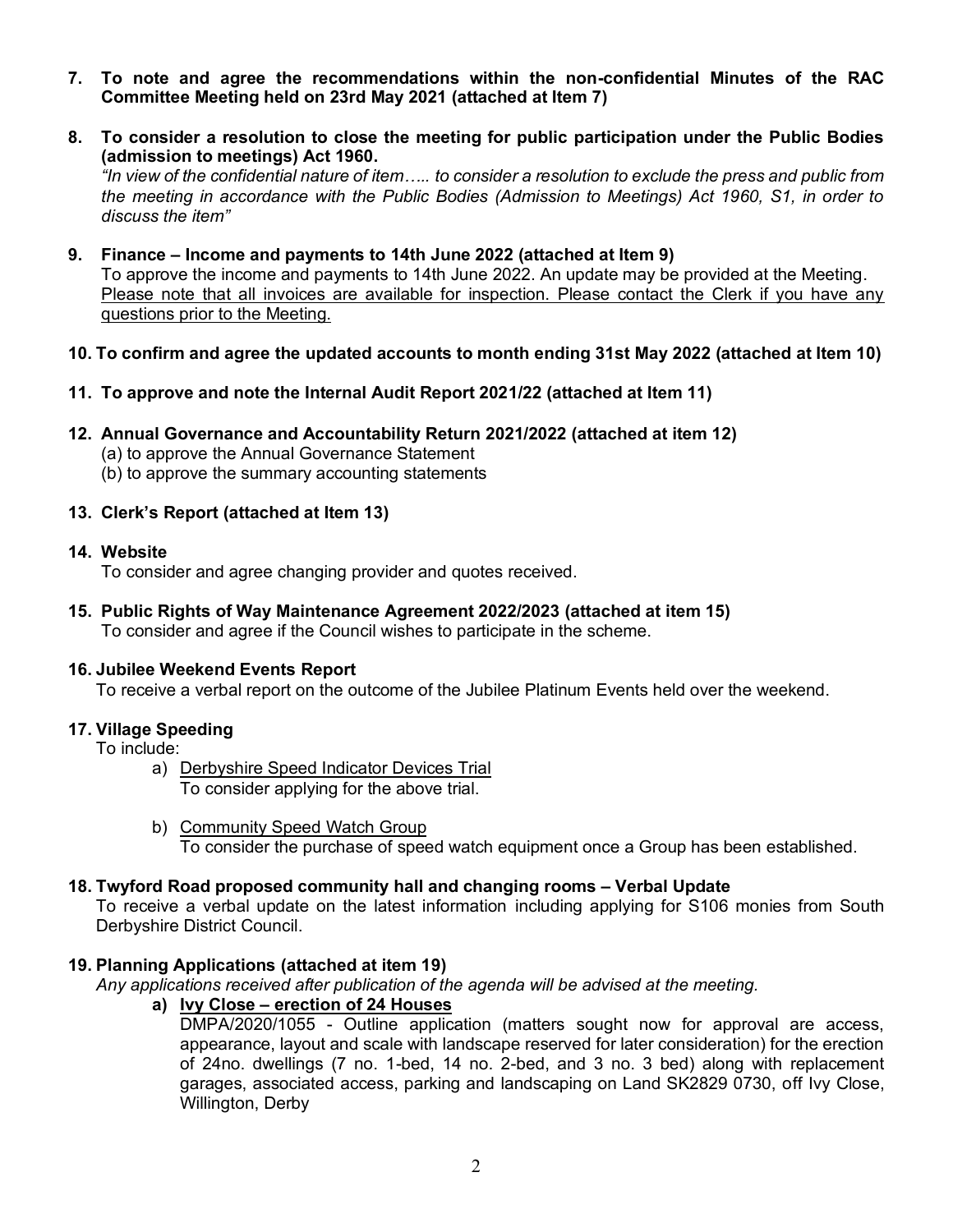**7. To note and agree the recommendations within the non-confidential Minutes of the RAC Committee Meeting held on 23rd May 2021 (attached at Item 7)**

**8. To consider a resolution to close the meeting for public participation under the Public Bodies (admission to meetings) Act 1960.**

*"In view of the confidential nature of item….. to consider a resolution to exclude the press and public from the meeting in accordance with the Public Bodies (Admission to Meetings) Act 1960, S1, in order to discuss the item"*

**9. Finance – Income and payments to 14th June 2022 (attached at Item 9)**

To approve the income and payments to 14th June 2022. An update may be provided at the Meeting. <u>Please note that all invoices are available for inspection. Please contact the Clerk if you have any questions prior to the Meeting.</u>

**10. To confirm and agree the updated accounts to month ending 31st May 2022 (attached at Item 10)**

**11. To approve and note the Internal Audit Report 2021/22 (attached at Item 11)**

**12. Annual Governance and Accountability Return 2021/2022 (attached at item 12)**

(a) to approve the Annual Governance Statement
(b) to approve the summary accounting statements

**13. Clerk's Report (attached at Item 13)**

**14. Website**

To consider and agree changing provider and quotes received.

**15. Public Rights of Way Maintenance Agreement 2022/2023 (attached at item 15)**

To consider and agree if the Council wishes to participate in the scheme.

**16. Jubilee Weekend Events Report**

To receive a verbal report on the outcome of the Jubilee Platinum Events held over the weekend.

**17. Village Speeding**

To include:

a) <u>Derbyshire Speed Indicator Devices Trial</u>
To consider applying for the above trial.

b) <u>Community Speed Watch Group</u>
To consider the purchase of speed watch equipment once a Group has been established.

**18. Twyford Road proposed community hall and changing rooms – Verbal Update**

To receive a verbal update on the latest information including applying for S106 monies from South Derbyshire District Council.

**19. Planning Applications (attached at item 19)**

*Any applications received after publication of the agenda will be advised at the meeting.*

**a) <u>Ivy Close – erection of 24 Houses</u>**

DMPA/2020/1055 - Outline application (matters sought now for approval are access, appearance, layout and scale with landscape reserved for later consideration) for the erection of 24no. dwellings (7 no. 1-bed, 14 no. 2-bed, and 3 no. 3 bed) along with replacement garages, associated access, parking and landscaping on Land SK2829 0730, off Ivy Close, Willington, Derby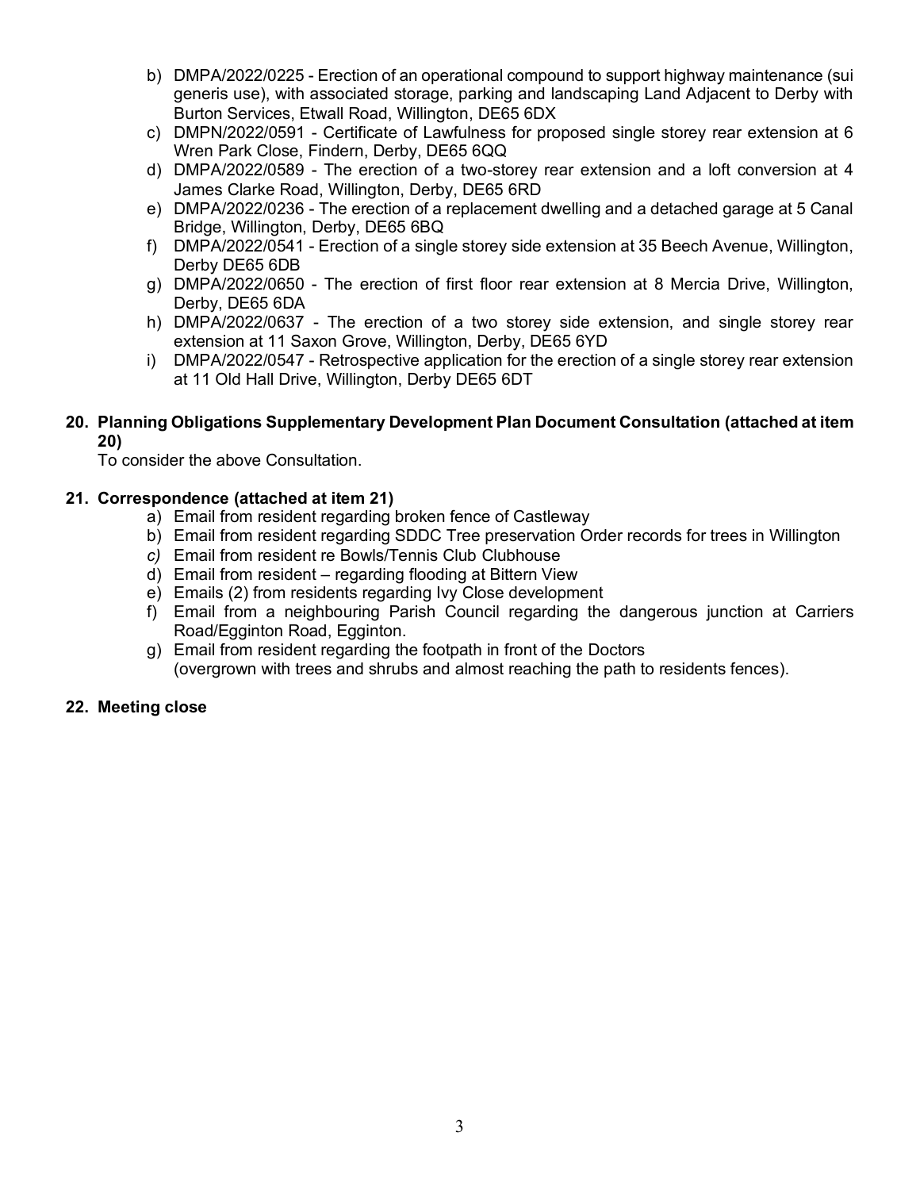b) DMPA/2022/0225 - Erection of an operational compound to support highway maintenance (sui generis use), with associated storage, parking and landscaping Land Adjacent to Derby with Burton Services, Etwall Road, Willington, DE65 6DX
c) DMPN/2022/0591 - Certificate of Lawfulness for proposed single storey rear extension at 6 Wren Park Close, Findern, Derby, DE65 6QQ
d) DMPA/2022/0589 - The erection of a two-storey rear extension and a loft conversion at 4 James Clarke Road, Willington, Derby, DE65 6RD
e) DMPA/2022/0236 - The erection of a replacement dwelling and a detached garage at 5 Canal Bridge, Willington, Derby, DE65 6BQ
f) DMPA/2022/0541 - Erection of a single storey side extension at 35 Beech Avenue, Willington, Derby DE65 6DB
g) DMPA/2022/0650 - The erection of first floor rear extension at 8 Mercia Drive, Willington, Derby, DE65 6DA
h) DMPA/2022/0637 - The erection of a two storey side extension, and single storey rear extension at 11 Saxon Grove, Willington, Derby, DE65 6YD
i) DMPA/2022/0547 - Retrospective application for the erection of a single storey rear extension at 11 Old Hall Drive, Willington, Derby DE65 6DT

**20. Planning Obligations Supplementary Development Plan Document Consultation (attached at item 20)**

To consider the above Consultation.

**21. Correspondence (attached at item 21)**

a) Email from resident regarding broken fence of Castleway
b) Email from resident regarding SDDC Tree preservation Order records for trees in Willington
*c)* Email from resident re Bowls/Tennis Club Clubhouse
d) Email from resident – regarding flooding at Bittern View
e) Emails (2) from residents regarding Ivy Close development
f) Email from a neighbouring Parish Council regarding the dangerous junction at Carriers Road/Egginton Road, Egginton.
g) Email from resident regarding the footpath in front of the Doctors (overgrown with trees and shrubs and almost reaching the path to residents fences).

**22. Meeting close**